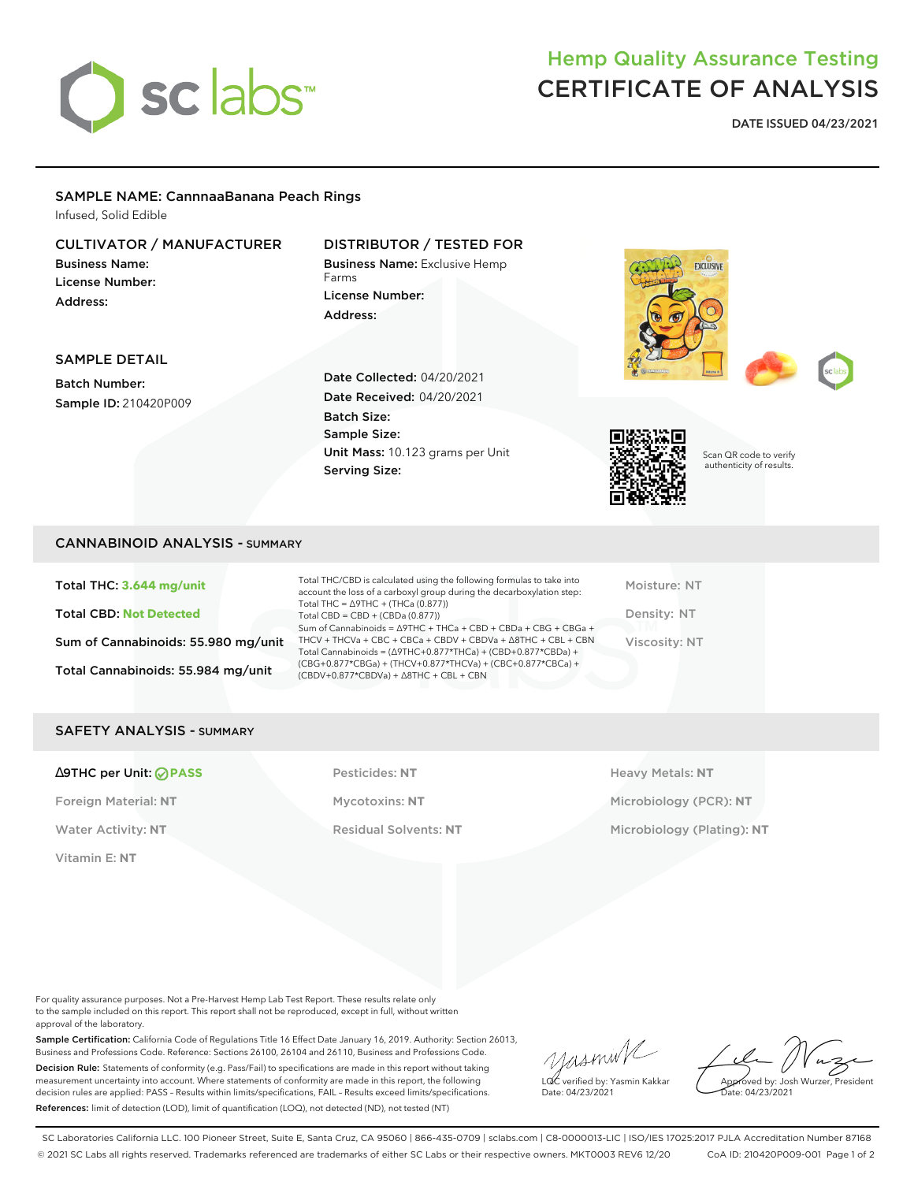# Hemp Quality Assurance Testing
# CERTIFICATE OF ANALYSIS

**DATE ISSUED 04/23/2021**

## SAMPLE NAME: CannnaaBanana Peach Rings

Infused, Solid Edible

### CULTIVATOR / MANUFACTURER

**Business Name:**
**License Number:**
**Address:**

### DISTRIBUTOR / TESTED FOR

**Business Name:** Exclusive Hemp Farms
**License Number:**
**Address:**

### SAMPLE DETAIL

**Batch Number:**
**Sample ID:** 210420P009

**Date Collected:** 04/20/2021
**Date Received:** 04/20/2021
**Batch Size:**
**Sample Size:**
**Unit Mass:** 10.123 grams per Unit
**Serving Size:**

Scan QR code to verify authenticity of results.

## CANNABINOID ANALYSIS - SUMMARY

**Total THC: 3.644 mg/unit**

**Total CBD: Not Detected**

**Sum of Cannabinoids: 55.980 mg/unit**

**Total Cannabinoids: 55.984 mg/unit**

Total THC/CBD is calculated using the following formulas to take into account the loss of a carboxyl group during the decarboxylation step:
Total THC = Δ9THC + (THCa (0.877))
Total CBD = CBD + (CBDa (0.877))
Sum of Cannabinoids = Δ9THC + THCa + CBD + CBDa + CBG + CBGa + THCV + THCVa + CBC + CBCa + CBDV + CBDVa + Δ8THC + CBL + CBN
Total Cannabinoids = (Δ9THC+0.877*THCa) + (CBD+0.877*CBDa) + (CBG+0.877*CBGa) + (THCV+0.877*THCVa) + (CBC+0.877*CBCa) + (CBDV+0.877*CBDVa) + Δ8THC + CBL + CBN

Moisture: NT
Density: NT
Viscosity: NT

## SAFETY ANALYSIS - SUMMARY

| | | |
|---|---|---|
| **Δ9THC per Unit: PASS** | Pesticides: **NT** | Heavy Metals: **NT** |
| Foreign Material: **NT** | Mycotoxins: **NT** | Microbiology (PCR): **NT** |
| Water Activity: **NT** | Residual Solvents: **NT** | Microbiology (Plating): **NT** |
| Vitamin E: **NT** | | |

For quality assurance purposes. Not a Pre-Harvest Hemp Lab Test Report. These results relate only to the sample included on this report. This report shall not be reproduced, except in full, without written approval of the laboratory.

**Sample Certification:** California Code of Regulations Title 16 Effect Date January 16, 2019. Authority: Section 26013, Business and Professions Code. Reference: Sections 26100, 26104 and 26110, Business and Professions Code.

**Decision Rule:** Statements of conformity (e.g. Pass/Fail) to specifications are made in this report without taking measurement uncertainty into account. Where statements of conformity are made in this report, the following decision rules are applied: PASS - Results within limits/specifications, FAIL - Results exceed limits/specifications.

**References:** limit of detection (LOD), limit of quantification (LOQ), not detected (ND), not tested (NT)

LQC verified by: Yasmin Kakkar
Date: 04/23/2021

Approved by: Josh Wurzer, President
Date: 04/23/2021

SC Laboratories California LLC. 100 Pioneer Street, Suite E, Santa Cruz, CA 95060 | 866-435-0709 | sclabs.com | C8-0000013-LIC | ISO/IES 17025:2017 PJLA Accreditation Number 87168
© 2021 SC Labs all rights reserved. Trademarks referenced are trademarks of either SC Labs or their respective owners. MKT0003 REV6 12/20 CoA ID: 210420P009-001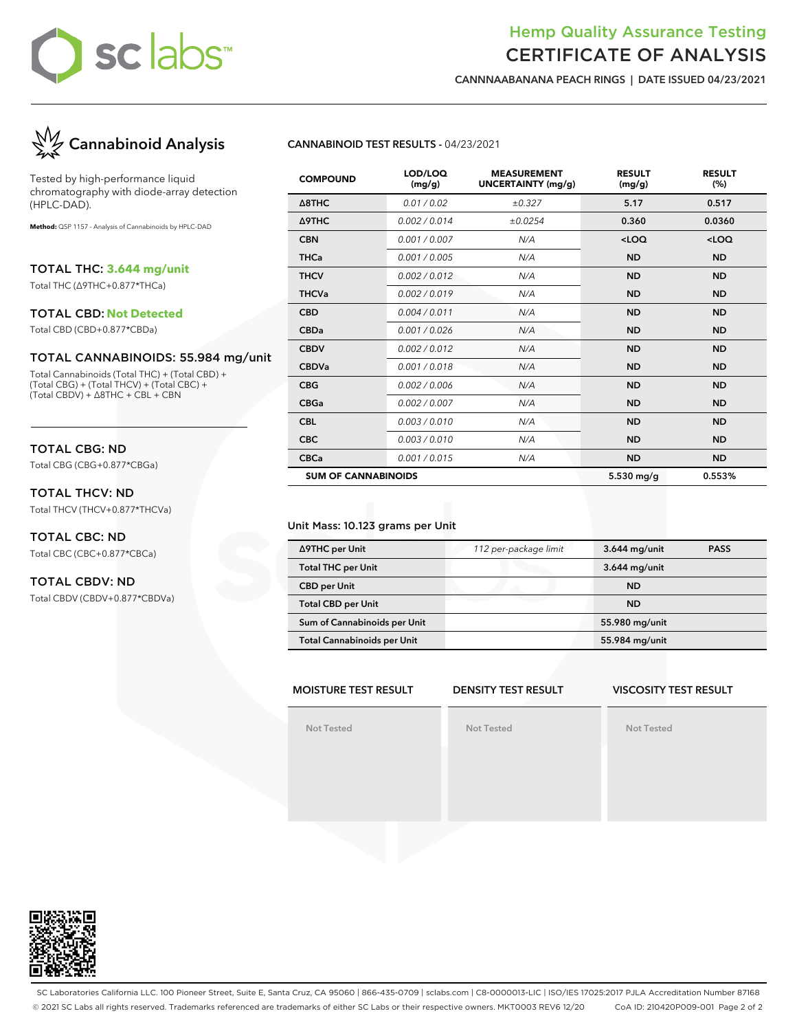# Hemp Quality Assurance Testing
# CERTIFICATE OF ANALYSIS

**CANNNAABANANA PEACH RINGS | DATE ISSUED 04/23/2021**

## Cannabinoid Analysis

Tested by high-performance liquid chromatography with diode-array detection (HPLC-DAD).

**Method:** QSP 1157 - Analysis of Cannabinoids by HPLC-DAD

### TOTAL THC: 3.644 mg/unit

Total THC (Δ9THC+0.877*THCa)

### TOTAL CBD: Not Detected

Total CBD (CBD+0.877*CBDa)

### TOTAL CANNABINOIDS: 55.984 mg/unit

Total Cannabinoids (Total THC) + (Total CBD) + (Total CBG) + (Total THCV) + (Total CBC) + (Total CBDV) + Δ8THC + CBL + CBN

### TOTAL CBG: ND

Total CBG (CBG+0.877*CBGa)

### TOTAL THCV: ND

Total THCV (THCV+0.877*THCVa)

### TOTAL CBC: ND

Total CBC (CBC+0.877*CBCa)

### TOTAL CBDV: ND

Total CBDV (CBDV+0.877*CBDVa)

**CANNABINOID TEST RESULTS** - 04/23/2021

| COMPOUND | LOD/LOQ (mg/g) | MEASUREMENT UNCERTAINTY (mg/g) | RESULT (mg/g) | RESULT (%) |
|---|---|---|---|---|
| Δ8THC | 0.01 / 0.02 | ±0.327 | 5.17 | 0.517 |
| Δ9THC | 0.002 / 0.014 | ±0.0254 | 0.360 | 0.0360 |
| CBN | 0.001 / 0.007 | N/A | <LOQ | <LOQ |
| THCa | 0.001 / 0.005 | N/A | ND | ND |
| THCV | 0.002 / 0.012 | N/A | ND | ND |
| THCVa | 0.002 / 0.019 | N/A | ND | ND |
| CBD | 0.004 / 0.011 | N/A | ND | ND |
| CBDa | 0.001 / 0.026 | N/A | ND | ND |
| CBDV | 0.002 / 0.012 | N/A | ND | ND |
| CBDVa | 0.001 / 0.018 | N/A | ND | ND |
| CBG | 0.002 / 0.006 | N/A | ND | ND |
| CBGa | 0.002 / 0.007 | N/A | ND | ND |
| CBL | 0.003 / 0.010 | N/A | ND | ND |
| CBC | 0.003 / 0.010 | N/A | ND | ND |
| CBCa | 0.001 / 0.015 | N/A | ND | ND |
| **SUM OF CANNABINOIDS** | | | 5.530 mg/g | 0.553% |

Unit Mass: 10.123 grams per Unit

| | | | |
|---|---|---|---|
| Δ9THC per Unit | 112 per-package limit | 3.644 mg/unit | PASS |
| Total THC per Unit | | 3.644 mg/unit | |
| CBD per Unit | | ND | |
| Total CBD per Unit | | ND | |
| Sum of Cannabinoids per Unit | | 55.980 mg/unit | |
| Total Cannabinoids per Unit | | 55.984 mg/unit | |

| MOISTURE TEST RESULT | DENSITY TEST RESULT | VISCOSITY TEST RESULT |
|---|---|---|
| Not Tested | Not Tested | Not Tested |

SC Laboratories California LLC. 100 Pioneer Street, Suite E, Santa Cruz, CA 95060 | 866-435-0709 | sclabs.com | C8-0000013-LIC | ISO/IES 17025:2017 PJLA Accreditation Number 87168
© 2021 SC Labs all rights reserved. Trademarks referenced are trademarks of either SC Labs or their respective owners. MKT0003 REV6 12/20 CoA ID: 210420P009-001